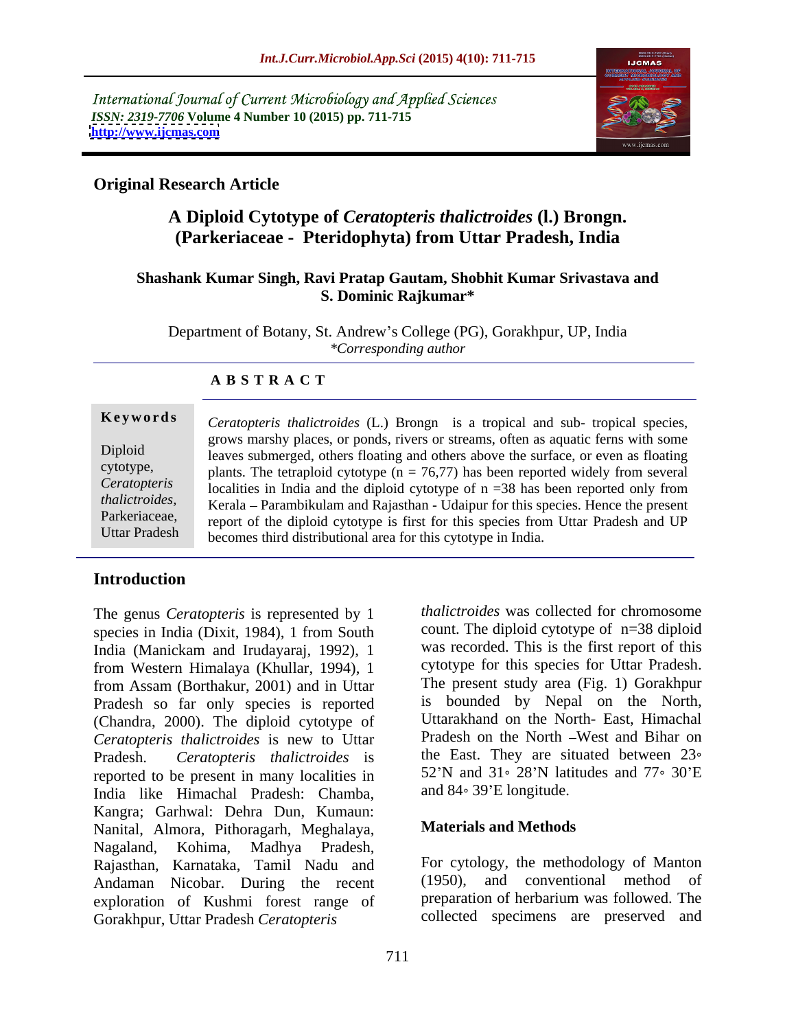International Journal of Current Microbiology and Applied Sciences
*ISSN: 2319-7706* **Volume 4 Number 10 (2015) pp. 711-715**
**http://www.ijcmas.com**

**Original Research Article**

# A Diploid Cytotype of *Ceratopteris thalictroides* (l.) Brongn. (Parkeriaceae - Pteridophyta) from Uttar Pradesh, India

**Shashank Kumar Singh, Ravi Pratap Gautam, Shobhit Kumar Srivastava and S. Dominic Rajkumar***

Department of Botany, St. Andrew's College (PG), Gorakhpur, UP, India
*\*Corresponding author*

## ABSTRACT

**Keywords**

Diploid cytotype, *Ceratopteris thalictroides,* Parkeriaceae, Uttar Pradesh

*Ceratopteris thalictroides* (L.) Brongn is a tropical and sub- tropical species, grows marshy places, or ponds, rivers or streams, often as aquatic ferns with some leaves submerged, others floating and others above the surface, or even as floating plants. The tetraploid cytotype (n = 76,77) has been reported widely from several localities in India and the diploid cytotype of n =38 has been reported only from Kerala – Parambikulam and Rajasthan - Udaipur for this species. Hence the present report of the diploid cytotype is first for this species from Uttar Pradesh and UP becomes third distributional area for this cytotype in India.

## Introduction

The genus *Ceratopteris* is represented by 1 species in India (Dixit, 1984), 1 from South India (Manickam and Irudayaraj, 1992), 1 from Western Himalaya (Khullar, 1994), 1 from Assam (Borthakur, 2001) and in Uttar Pradesh so far only species is reported (Chandra, 2000). The diploid cytotype of *Ceratopteris thalictroides* is new to Uttar Pradesh. *Ceratopteris thalictroides* is reported to be present in many localities in India like Himachal Pradesh: Chamba, Kangra; Garhwal: Dehra Dun, Kumaun: Nanital, Almora, Pithoragarh, Meghalaya, Nagaland, Kohima, Madhya Pradesh, Rajasthan, Karnataka, Tamil Nadu and Andaman Nicobar. During the recent exploration of Kushmi forest range of Gorakhpur, Uttar Pradesh *Ceratopteris thalictroides* was collected for chromosome count. The diploid cytotype of n=38 diploid was recorded. This is the first report of this cytotype for this species for Uttar Pradesh. The present study area (Fig. 1) Gorakhpur is bounded by Nepal on the North, Uttarakhand on the North- East, Himachal Pradesh on the North –West and Bihar on the East. They are situated between 23◦ 52'N and 31◦ 28'N latitudes and 77◦ 30'E and 84◦ 39'E longitude.

## Materials and Methods

For cytology, the methodology of Manton (1950), and conventional method of preparation of herbarium was followed. The collected specimens are preserved and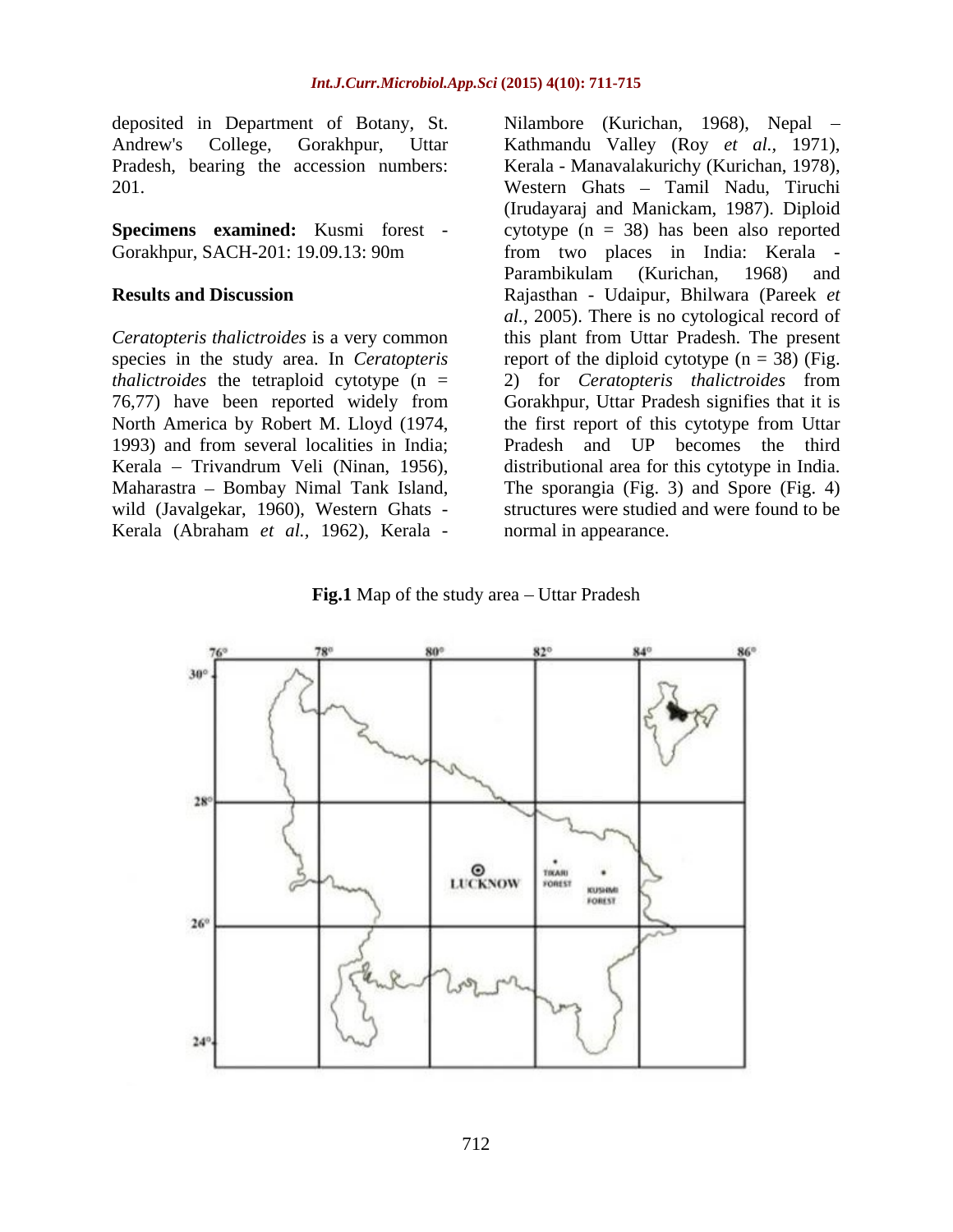deposited in Department of Botany, St. Andrew's College, Gorakhpur, Uttar Pradesh, bearing the accession numbers: 201.

**Specimens examined:** Kusmi forest - Gorakhpur, SACH-201: 19.09.13: 90m

**Results and Discussion**

*Ceratopteris thalictroides* is a very common species in the study area. In *Ceratopteris thalictroides* the tetraploid cytotype (n = 76,77) have been reported widely from North America by Robert M. Lloyd (1974, 1993) and from several localities in India; Kerala – Trivandrum Veli (Ninan, 1956), Maharastra – Bombay Nimal Tank Island, wild (Javalgekar, 1960), Western Ghats - Kerala (Abraham *et al.*, 1962), Kerala - Nilambore (Kurichan, 1968), Nepal – Kathmandu Valley (Roy *et al.*, 1971), Kerala - Manavalakurichy (Kurichan, 1978), Western Ghats – Tamil Nadu, Tiruchi (Irudayaraj and Manickam, 1987). Diploid cytotype (n = 38) has been also reported from two places in India: Kerala - Parambikulam (Kurichan, 1968) and Rajasthan - Udaipur, Bhilwara (Pareek *et al.*, 2005). There is no cytological record of this plant from Uttar Pradesh. The present report of the diploid cytotype (n = 38) (Fig. 2) for *Ceratopteris thalictroides* from Gorakhpur, Uttar Pradesh signifies that it is the first report of this cytotype from Uttar Pradesh and UP becomes the third distributional area for this cytotype in India. The sporangia (Fig. 3) and Spore (Fig. 4) structures were studied and were found to be normal in appearance.

**Fig.1** Map of the study area – Uttar Pradesh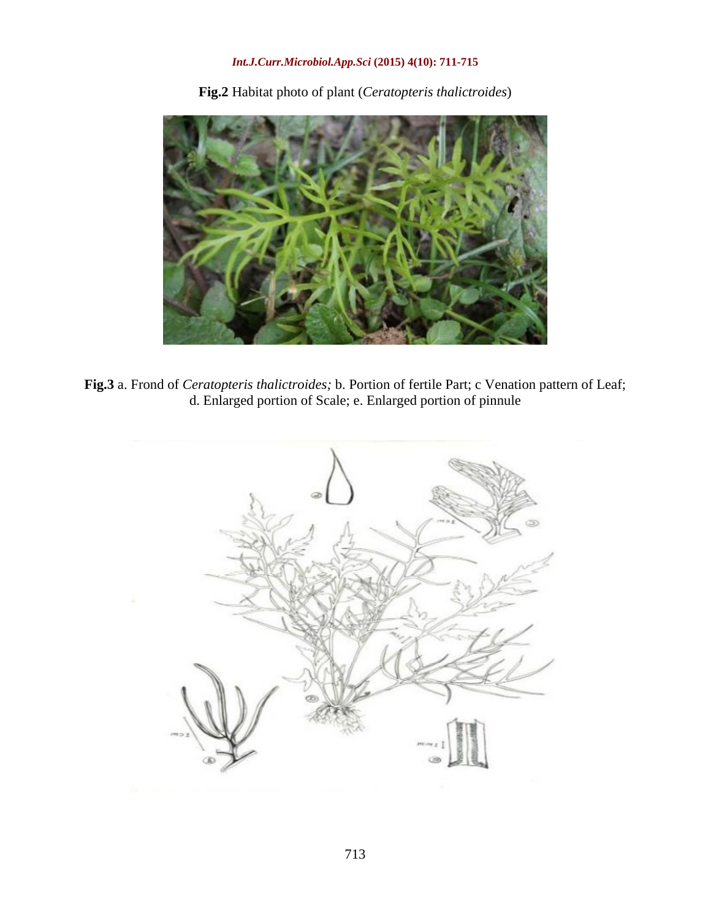**Fig.2** Habitat photo of plant (*Ceratopteris thalictroides*)

**Fig.3** a. Frond of *Ceratopteris thalictroides;* b. Portion of fertile Part; c Venation pattern of Leaf; d. Enlarged portion of Scale; e. Enlarged portion of pinnule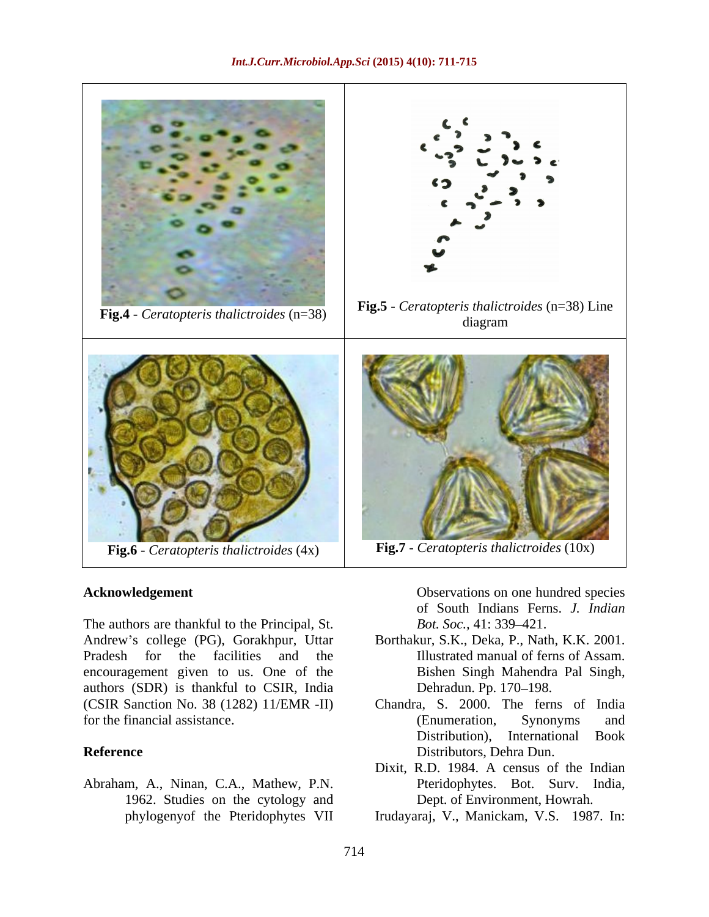Fig.4 - *Ceratopteris thalictroides* (n=38)

Fig.5 - *Ceratopteris thalictroides* (n=38) Line diagram

Fig.6 - *Ceratopteris thalictroides* (4x)

Fig.7 - *Ceratopteris thalictroides* (10x)

## Acknowledgement

The authors are thankful to the Principal, St. Andrew's college (PG), Gorakhpur, Uttar Pradesh for the facilities and the encouragement given to us. One of the authors (SDR) is thankful to CSIR, India (CSIR Sanction No. 38 (1282) 11/EMR -II) for the financial assistance.

## Reference

Abraham, A., Ninan, C.A., Mathew, P.N. 1962. Studies on the cytology and phylogenyof the Pteridophytes VII Observations on one hundred species of South Indians Ferns. *J. Indian Bot. Soc.,* 41: 339–421.

Borthakur, S.K., Deka, P., Nath, K.K. 2001. Illustrated manual of ferns of Assam. Bishen Singh Mahendra Pal Singh, Dehradun. Pp. 170–198.

Chandra, S. 2000. The ferns of India (Enumeration, Synonyms and Distribution), International Book Distributors, Dehra Dun.

Dixit, R.D. 1984. A census of the Indian Pteridophytes. Bot. Surv. India, Dept. of Environment, Howrah.

Irudayaraj, V., Manickam, V.S. 1987. In: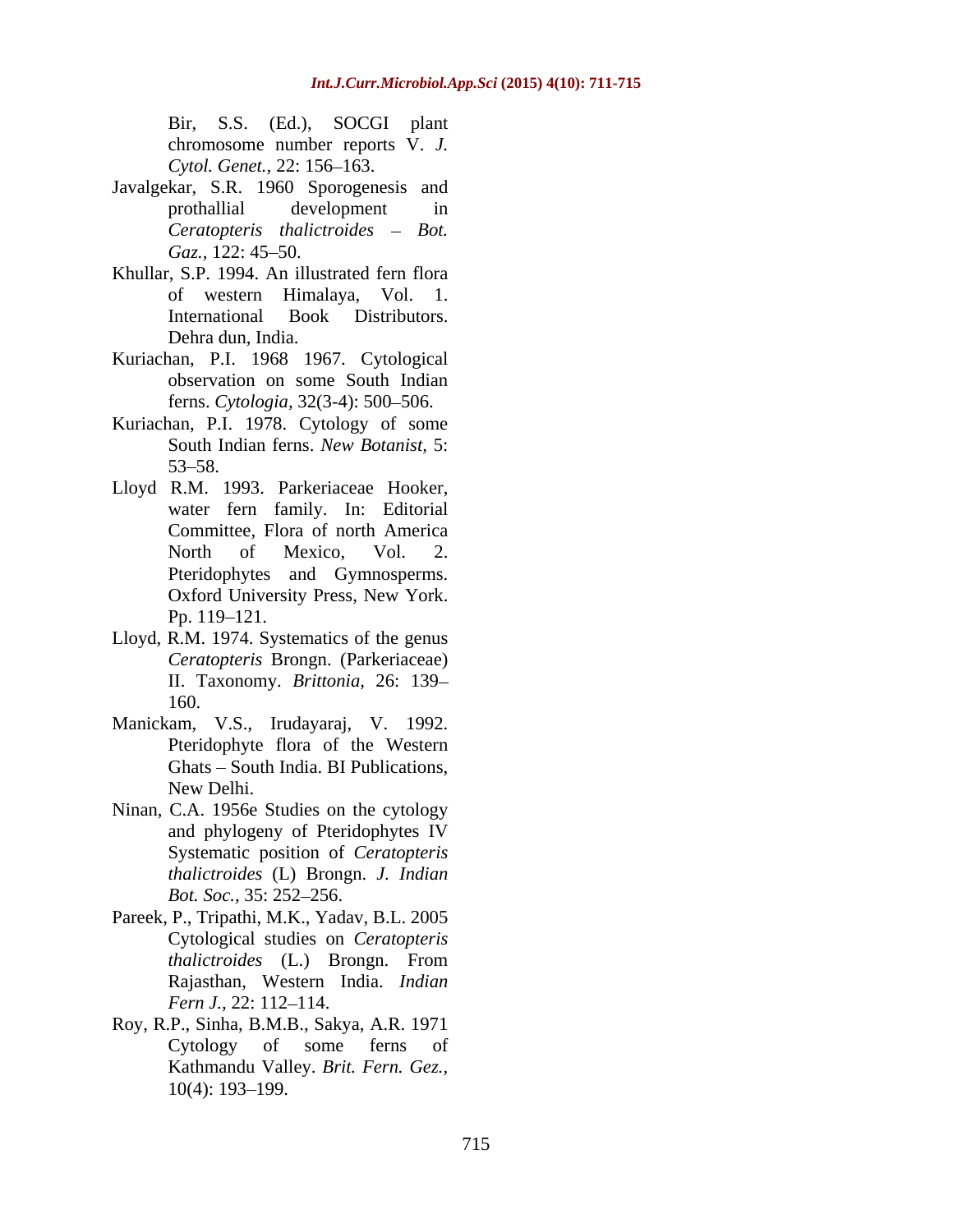Bir, S.S. (Ed.), SOCGI plant chromosome number reports V. *J. Cytol. Genet.,* 22: 156–163.

Javalgekar, S.R. 1960 Sporogenesis and prothallial development in *Ceratopteris thalictroides* – *Bot. Gaz.,* 122: 45–50.

Khullar, S.P. 1994. An illustrated fern flora of western Himalaya, Vol. 1. International Book Distributors. Dehra dun, India.

Kuriachan, P.I. 1968 1967. Cytological observation on some South Indian ferns. *Cytologia,* 32(3-4): 500–506.

Kuriachan, P.I. 1978. Cytology of some South Indian ferns. *New Botanist,* 5: 53–58.

Lloyd R.M. 1993. Parkeriaceae Hooker, water fern family. In: Editorial Committee, Flora of north America North of Mexico, Vol. 2. Pteridophytes and Gymnosperms. Oxford University Press, New York. Pp. 119–121.

Lloyd, R.M. 1974. Systematics of the genus *Ceratopteris* Brongn. (Parkeriaceae) II. Taxonomy. *Brittonia,* 26: 139–160.

Manickam, V.S., Irudayaraj, V. 1992. Pteridophyte flora of the Western Ghats – South India. BI Publications, New Delhi.

Ninan, C.A. 1956e Studies on the cytology and phylogeny of Pteridophytes IV Systematic position of *Ceratopteris thalictroides* (L) Brongn. *J. Indian Bot. Soc.,* 35: 252–256.

Pareek, P., Tripathi, M.K., Yadav, B.L. 2005 Cytological studies on *Ceratopteris thalictroides* (L.) Brongn. From Rajasthan, Western India. *Indian Fern J.,* 22: 112–114.

Roy, R.P., Sinha, B.M.B., Sakya, A.R. 1971 Cytology of some ferns of Kathmandu Valley. *Brit. Fern. Gez.,* 10(4): 193–199.